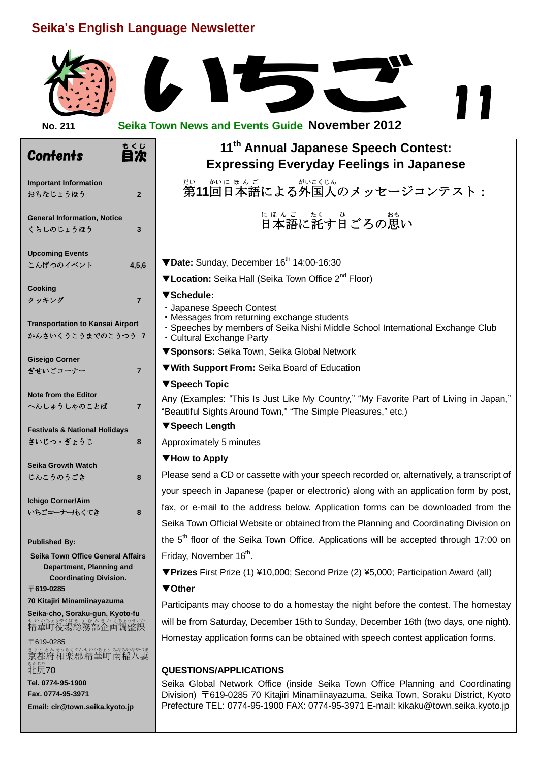## Seika's English Language Newsletter

# いちご 11

No. 211 **Seika Town News and Events Guide** **November 2012**

### Contents 目次

| | |
|---|---|
| **Important Information** おもなじょうほう | 2 |
| **General Information, Notice** くらしのじょうほう | 3 |
| **Upcoming Events** こんげつのイベント | 4,5,6 |
| **Cooking** クッキング | 7 |
| **Transportation to Kansai Airport** かんさいくうこうまでのこうつう | 7 |
| **Giseigo Corner** ぎせいごコーナー | 7 |
| **Note from the Editor** へんしゅうしゃのことば | 7 |
| **Festivals & National Holidays** さいじつ・ぎょうじ | 8 |
| **Seika Growth Watch** じんこうのうごき | 8 |
| **Ichigo Corner/Aim** いちごコーナー/もくてき | 8 |

**Published By:**

**Seika Town Office General Affairs Department, Planning and Coordinating Division.**

**〒619-0285**

**70 Kitajiri Minamiinayazuma**

**Seika-cho, Soraku-gun, Kyoto-fu**

精華町役場総務部企画調整課

〒619-0285

京都府相楽郡精華町南稲八妻北尻70

**Tel. 0774-95-1900**

**Fax. 0774-95-3971**

**Email: cir@town.seika.kyoto.jp**

## 11th Annual Japanese Speech Contest: Expressing Everyday Feelings in Japanese

第11回日本語による外国人のメッセージコンテスト：

日本語に託す日ごろの思い

▼**Date:** Sunday, December 16th 14:00-16:30

▼**Location:** Seika Hall (Seika Town Office 2nd Floor)

▼**Schedule:**

- Japanese Speech Contest
- Messages from returning exchange students
- Speeches by members of Seika Nishi Middle School International Exchange Club
- Cultural Exchange Party

▼**Sponsors:** Seika Town, Seika Global Network

▼**With Support From:** Seika Board of Education

▼**Speech Topic**

Any (Examples: "This Is Just Like My Country," "My Favorite Part of Living in Japan," "Beautiful Sights Around Town," "The Simple Pleasures," etc.)

▼**Speech Length**

Approximately 5 minutes

▼**How to Apply**

Please send a CD or cassette with your speech recorded or, alternatively, a transcript of your speech in Japanese (paper or electronic) along with an application form by post, fax, or e-mail to the address below. Application forms can be downloaded from the Seika Town Official Website or obtained from the Planning and Coordinating Division on the 5th floor of the Seika Town Office. Applications will be accepted through 17:00 on Friday, November 16th.

▼**Prizes** First Prize (1) ¥10,000; Second Prize (2) ¥5,000; Participation Award (all)

▼**Other**

Participants may choose to do a homestay the night before the contest. The homestay will be from Saturday, December 15th to Sunday, December 16th (two days, one night). Homestay application forms can be obtained with speech contest application forms.

**QUESTIONS/APPLICATIONS**

Seika Global Network Office (inside Seika Town Office Planning and Coordinating Division) 〒619-0285 70 Kitajiri Minamiinayazuma, Seika Town, Soraku District, Kyoto Prefecture TEL: 0774-95-1900 FAX: 0774-95-3971 E-mail: kikaku@town.seika.kyoto.jp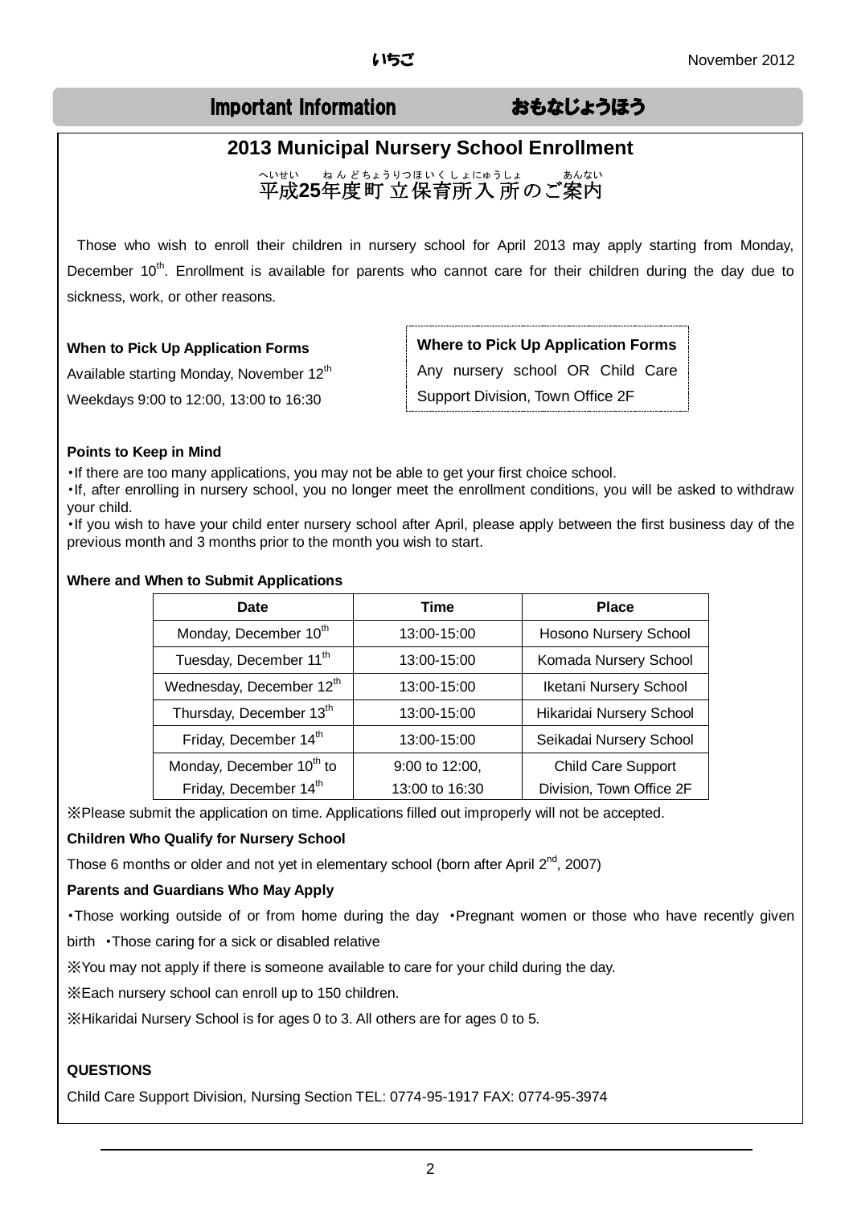## Important Information　　おもなじょうほう

### 2013 Municipal Nursery School Enrollment

### 平成25年度町立保育所入所のご案内

Those who wish to enroll their children in nursery school for April 2013 may apply starting from Monday, December 10th. Enrollment is available for parents who cannot care for their children during the day due to sickness, work, or other reasons.

**When to Pick Up Application Forms**

Available starting Monday, November 12th

Weekdays 9:00 to 12:00, 13:00 to 16:30

**Where to Pick Up Application Forms**

Any nursery school OR Child Care Support Division, Town Office 2F

**Points to Keep in Mind**

・If there are too many applications, you may not be able to get your first choice school.
・If, after enrolling in nursery school, you no longer meet the enrollment conditions, you will be asked to withdraw your child.
・If you wish to have your child enter nursery school after April, please apply between the first business day of the previous month and 3 months prior to the month you wish to start.

**Where and When to Submit Applications**

| Date | Time | Place |
|---|---|---|
| Monday, December 10th | 13:00-15:00 | Hosono Nursery School |
| Tuesday, December 11th | 13:00-15:00 | Komada Nursery School |
| Wednesday, December 12th | 13:00-15:00 | Iketani Nursery School |
| Thursday, December 13th | 13:00-15:00 | Hikaridai Nursery School |
| Friday, December 14th | 13:00-15:00 | Seikadai Nursery School |
| Monday, December 10th to Friday, December 14th | 9:00 to 12:00, 13:00 to 16:30 | Child Care Support Division, Town Office 2F |

※Please submit the application on time. Applications filled out improperly will not be accepted.

**Children Who Qualify for Nursery School**

Those 6 months or older and not yet in elementary school (born after April 2nd, 2007)

**Parents and Guardians Who May Apply**

・Those working outside of or from home during the day ・Pregnant women or those who have recently given birth ・Those caring for a sick or disabled relative

※You may not apply if there is someone available to care for your child during the day.

※Each nursery school can enroll up to 150 children.

※Hikaridai Nursery School is for ages 0 to 3. All others are for ages 0 to 5.

**QUESTIONS**

Child Care Support Division, Nursing Section TEL: 0774-95-1917 FAX: 0774-95-3974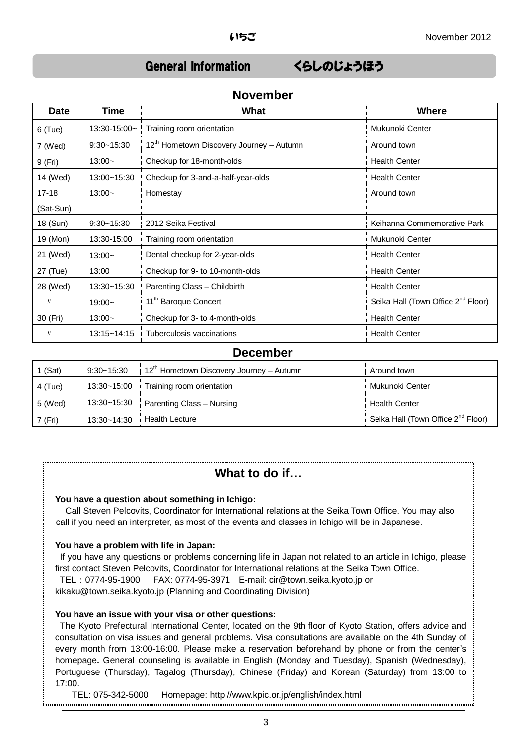## General Information　　くらしのじょうほう

### November

| Date | Time | What | Where |
|---|---|---|---|
| 6 (Tue) | 13:30-15:00~ | Training room orientation | Mukunoki Center |
| 7 (Wed) | 9:30~15:30 | 12th Hometown Discovery Journey – Autumn | Around town |
| 9 (Fri) | 13:00~ | Checkup for 18-month-olds | Health Center |
| 14 (Wed) | 13:00~15:30 | Checkup for 3-and-a-half-year-olds | Health Center |
| 17-18 (Sat-Sun) | 13:00~ | Homestay | Around town |
| 18 (Sun) | 9:30~15:30 | 2012 Seika Festival | Keihanna Commemorative Park |
| 19 (Mon) | 13:30-15:00 | Training room orientation | Mukunoki Center |
| 21 (Wed) | 13:00~ | Dental checkup for 2-year-olds | Health Center |
| 27 (Tue) | 13:00 | Checkup for 9- to 10-month-olds | Health Center |
| 28 (Wed) | 13:30~15:30 | Parenting Class – Childbirth | Health Center |
| 〃 | 19:00~ | 11th Baroque Concert | Seika Hall (Town Office 2nd Floor) |
| 30 (Fri) | 13:00~ | Checkup for 3- to 4-month-olds | Health Center |
| 〃 | 13:15~14:15 | Tuberculosis vaccinations | Health Center |

### December

| Date | Time | What | Where |
|---|---|---|---|
| 1 (Sat) | 9:30~15:30 | 12th Hometown Discovery Journey – Autumn | Around town |
| 4 (Tue) | 13:30~15:00 | Training room orientation | Mukunoki Center |
| 5 (Wed) | 13:30~15:30 | Parenting Class – Nursing | Health Center |
| 7 (Fri) | 13:30~14:30 | Health Lecture | Seika Hall (Town Office 2nd Floor) |

## What to do if…

**You have a question about something in Ichigo:**

Call Steven Pelcovits, Coordinator for International relations at the Seika Town Office. You may also call if you need an interpreter, as most of the events and classes in Ichigo will be in Japanese.

**You have a problem with life in Japan:**

If you have any questions or problems concerning life in Japan not related to an article in Ichigo, please first contact Steven Pelcovits, Coordinator for International relations at the Seika Town Office.

TEL：0774-95-1900　FAX: 0774-95-3971　E-mail: cir@town.seika.kyoto.jp or kikaku@town.seika.kyoto.jp (Planning and Coordinating Division)

**You have an issue with your visa or other questions:**

The Kyoto Prefectural International Center, located on the 9th floor of Kyoto Station, offers advice and consultation on visa issues and general problems. Visa consultations are available on the 4th Sunday of every month from 13:00-16:00. Please make a reservation beforehand by phone or from the center's homepage**.** General counseling is available in English (Monday and Tuesday), Spanish (Wednesday), Portuguese (Thursday), Tagalog (Thursday), Chinese (Friday) and Korean (Saturday) from 13:00 to 17:00.

TEL: 075-342-5000　Homepage: http://www.kpic.or.jp/english/index.html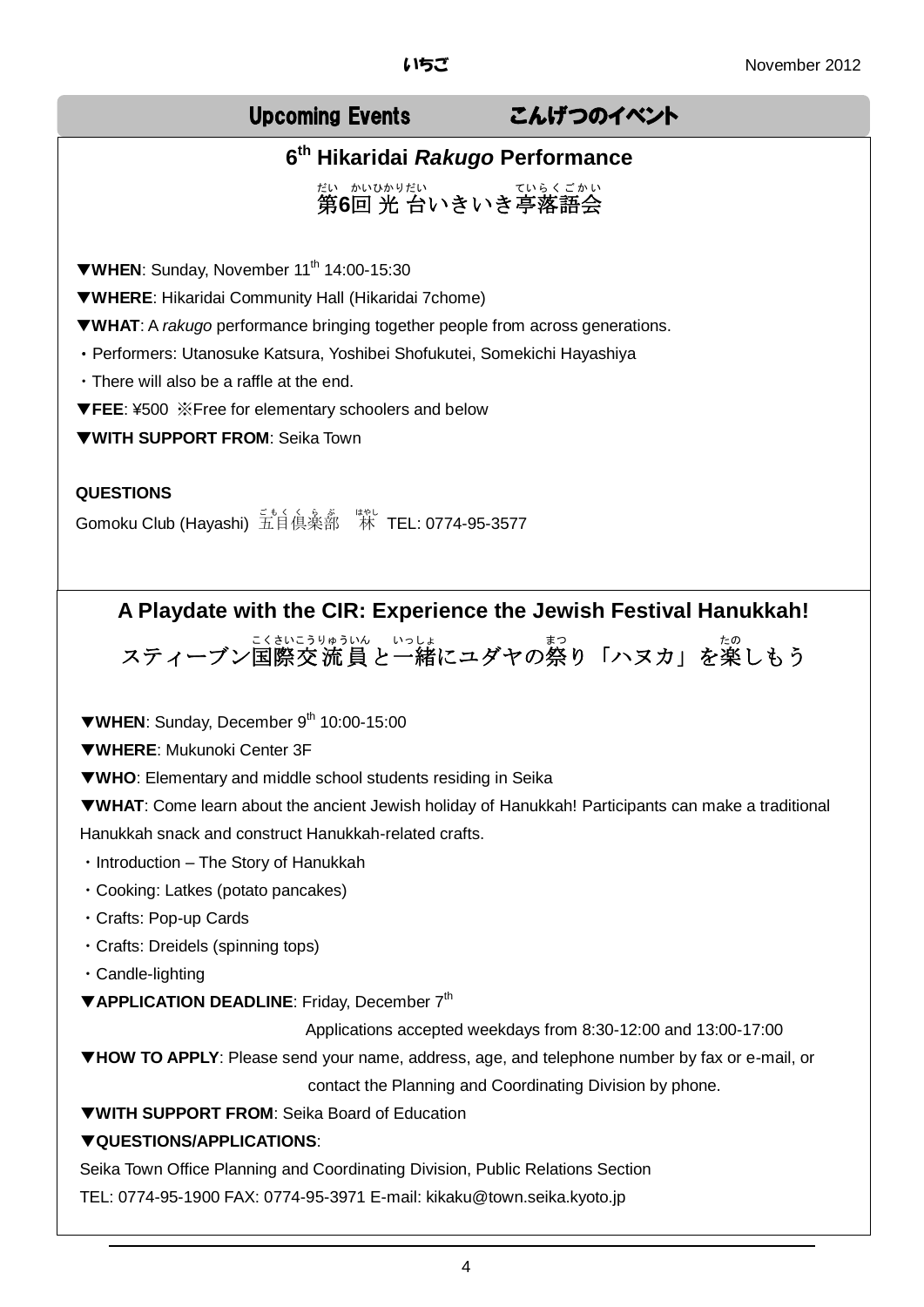## Upcoming Events　こんげつのイベント

### 6th Hikaridai *Rakugo* Performance

### 第6回光台いきいき亭落語会

▼**WHEN**: Sunday, November 11th 14:00-15:30

▼**WHERE**: Hikaridai Community Hall (Hikaridai 7chome)

▼**WHAT**: A *rakugo* performance bringing together people from across generations.

・Performers: Utanosuke Katsura, Yoshibei Shofukutei, Somekichi Hayashiya

・There will also be a raffle at the end.

▼**FEE**: ¥500 ※Free for elementary schoolers and below

▼**WITH SUPPORT FROM**: Seika Town

**QUESTIONS**

Gomoku Club (Hayashi) 五目倶楽部　林 TEL: 0774-95-3577

### A Playdate with the CIR: Experience the Jewish Festival Hanukkah!

### スティーブン国際交流員と一緒にユダヤの祭り「ハヌカ」を楽しもう

▼**WHEN**: Sunday, December 9th 10:00-15:00

▼**WHERE**: Mukunoki Center 3F

▼**WHO**: Elementary and middle school students residing in Seika

▼**WHAT**: Come learn about the ancient Jewish holiday of Hanukkah! Participants can make a traditional Hanukkah snack and construct Hanukkah-related crafts.

・Introduction – The Story of Hanukkah

・Cooking: Latkes (potato pancakes)

・Crafts: Pop-up Cards

・Crafts: Dreidels (spinning tops)

・Candle-lighting

▼**APPLICATION DEADLINE**: Friday, December 7th

Applications accepted weekdays from 8:30-12:00 and 13:00-17:00

▼**HOW TO APPLY**: Please send your name, address, age, and telephone number by fax or e-mail, or contact the Planning and Coordinating Division by phone.

▼**WITH SUPPORT FROM**: Seika Board of Education

▼**QUESTIONS/APPLICATIONS**:

Seika Town Office Planning and Coordinating Division, Public Relations Section

TEL: 0774-95-1900 FAX: 0774-95-3971 E-mail: kikaku@town.seika.kyoto.jp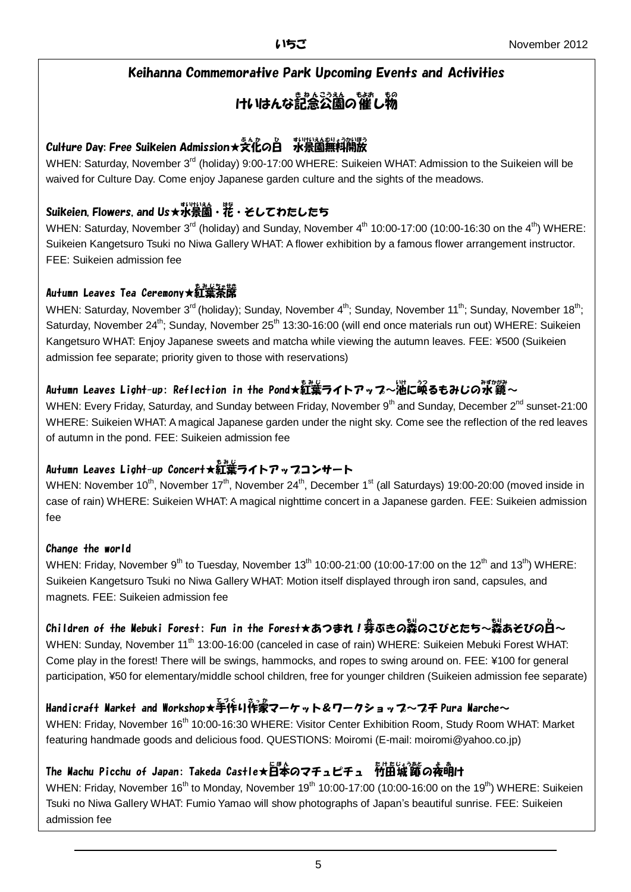# Keihanna Commemorative Park Upcoming Events and Activities

# けいはんな記念公園の催し物

### Culture Day: Free Suikeien Admission★文化の日　水景園無料開放

WHEN: Saturday, November 3rd (holiday) 9:00-17:00 WHERE: Suikeien WHAT: Admission to the Suikeien will be waived for Culture Day. Come enjoy Japanese garden culture and the sights of the meadows.

### Suikeien, Flowers, and Us★水景園・花・そしてわたしたち

WHEN: Saturday, November 3rd (holiday) and Sunday, November 4th 10:00-17:00 (10:00-16:30 on the 4th) WHERE: Suikeien Kangetsuro Tsuki no Niwa Gallery WHAT: A flower exhibition by a famous flower arrangement instructor. FEE: Suikeien admission fee

### Autumn Leaves Tea Ceremony★紅葉茶席

WHEN: Saturday, November 3rd (holiday); Sunday, November 4th; Sunday, November 11th; Sunday, November 18th; Saturday, November 24th; Sunday, November 25th 13:30-16:00 (will end once materials run out) WHERE: Suikeien Kangetsuro WHAT: Enjoy Japanese sweets and matcha while viewing the autumn leaves. FEE: ¥500 (Suikeien admission fee separate; priority given to those with reservations)

### Autumn Leaves Light-up: Reflection in the Pond★紅葉ライトアップ～池に映るもみじの水鏡～

WHEN: Every Friday, Saturday, and Sunday between Friday, November 9th and Sunday, December 2nd sunset-21:00 WHERE: Suikeien WHAT: A magical Japanese garden under the night sky. Come see the reflection of the red leaves of autumn in the pond. FEE: Suikeien admission fee

### Autumn Leaves Light-up Concert★紅葉ライトアップコンサート

WHEN: November 10th, November 17th, November 24th, December 1st (all Saturdays) 19:00-20:00 (moved inside in case of rain) WHERE: Suikeien WHAT: A magical nighttime concert in a Japanese garden. FEE: Suikeien admission fee

### Change the world

WHEN: Friday, November 9th to Tuesday, November 13th 10:00-21:00 (10:00-17:00 on the 12th and 13th) WHERE: Suikeien Kangetsuro Tsuki no Niwa Gallery WHAT: Motion itself displayed through iron sand, capsules, and magnets. FEE: Suikeien admission fee

### Children of the Mebuki Forest: Fun in the Forest★あつまれ！芽ぶきの森のこびとたち～森あそびの日～

WHEN: Sunday, November 11th 13:00-16:00 (canceled in case of rain) WHERE: Suikeien Mebuki Forest WHAT: Come play in the forest! There will be swings, hammocks, and ropes to swing around on. FEE: ¥100 for general participation, ¥50 for elementary/middle school children, free for younger children (Suikeien admission fee separate)

### Handicraft Market and Workshop★手作り作家マーケット＆ワークショップ～プチ Pura Marche～

WHEN: Friday, November 16th 10:00-16:30 WHERE: Visitor Center Exhibition Room, Study Room WHAT: Market featuring handmade goods and delicious food. QUESTIONS: Moiromi (E-mail: moiromi@yahoo.co.jp)

### The Machu Picchu of Japan: Takeda Castle★日本のマチュピチュ　竹田城跡の夜明け

WHEN: Friday, November 16th to Monday, November 19th 10:00-17:00 (10:00-16:00 on the 19th) WHERE: Suikeien Tsuki no Niwa Gallery WHAT: Fumio Yamao will show photographs of Japan's beautiful sunrise. FEE: Suikeien admission fee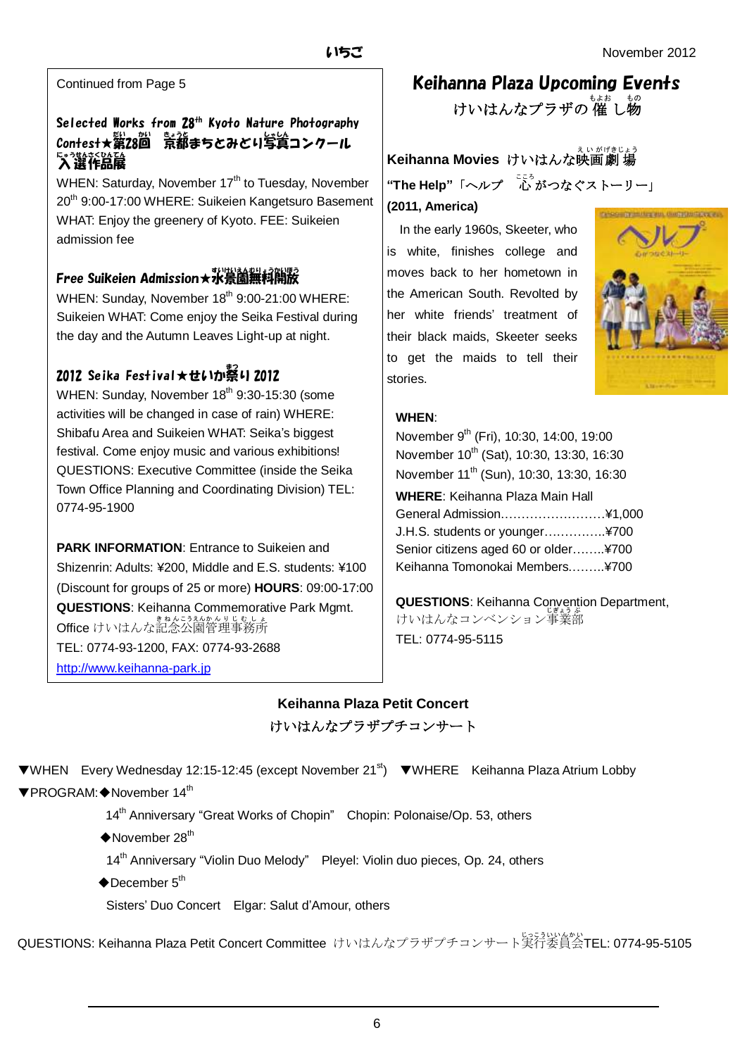Continued from Page 5

### Selected Works from 28th Kyoto Nature Photography Contest★第28回 京都まちとみどり写真コンクール入選作品展

WHEN: Saturday, November 17th to Tuesday, November 20th 9:00-17:00 WHERE: Suikeien Kangetsuro Basement WHAT: Enjoy the greenery of Kyoto. FEE: Suikeien admission fee

### Free Suikeien Admission★水景園無料開放

WHEN: Sunday, November 18th 9:00-21:00 WHERE: Suikeien WHAT: Come enjoy the Seika Festival during the day and the Autumn Leaves Light-up at night.

### 2012 Seika Festival★せいか祭り 2012

WHEN: Sunday, November 18th 9:30-15:30 (some activities will be changed in case of rain) WHERE: Shibafu Area and Suikeien WHAT: Seika's biggest festival. Come enjoy music and various exhibitions! QUESTIONS: Executive Committee (inside the Seika Town Office Planning and Coordinating Division) TEL: 0774-95-1900

**PARK INFORMATION**: Entrance to Suikeien and Shizenrin: Adults: ¥200, Middle and E.S. students: ¥100 (Discount for groups of 25 or more) **HOURS**: 09:00-17:00 **QUESTIONS**: Keihanna Commemorative Park Mgmt. Office けいはんな記念公園管理事務所 TEL: 0774-93-1200, FAX: 0774-93-2688 http://www.keihanna-park.jp

## Keihanna Plaza Upcoming Events

けいはんなプラザの催し物

### Keihanna Movies けいはんな映画劇場

**"The Help"**「ヘルプ 心がつなぐストーリー」 **(2011, America)**

In the early 1960s, Skeeter, who is white, finishes college and moves back to her hometown in the American South. Revolted by her white friends' treatment of their black maids, Skeeter seeks to get the maids to tell their stories.

**WHEN**:
November 9th (Fri), 10:30, 14:00, 19:00
November 10th (Sat), 10:30, 13:30, 16:30
November 11th (Sun), 10:30, 13:30, 16:30

**WHERE**: Keihanna Plaza Main Hall

General Admission……………………¥1,000
J.H.S. students or younger…………..¥700
Senior citizens aged 60 or older……..¥700
Keihanna Tomonokai Members………¥700

**QUESTIONS**: Keihanna Convention Department, けいはんなコンベンション事業部 TEL: 0774-95-5115

### Keihanna Plaza Petit Concert

けいはんなプラザプチコンサート

▼WHEN Every Wednesday 12:15-12:45 (except November 21st) ▼WHERE Keihanna Plaza Atrium Lobby

▼PROGRAM:◆November 14th
14th Anniversary "Great Works of Chopin" Chopin: Polonaise/Op. 53, others

◆November 28th
14th Anniversary "Violin Duo Melody" Pleyel: Violin duo pieces, Op. 24, others

◆December 5th
Sisters' Duo Concert Elgar: Salut d'Amour, others

QUESTIONS: Keihanna Plaza Petit Concert Committee けいはんなプラザプチコンサート実行委員会TEL: 0774-95-5105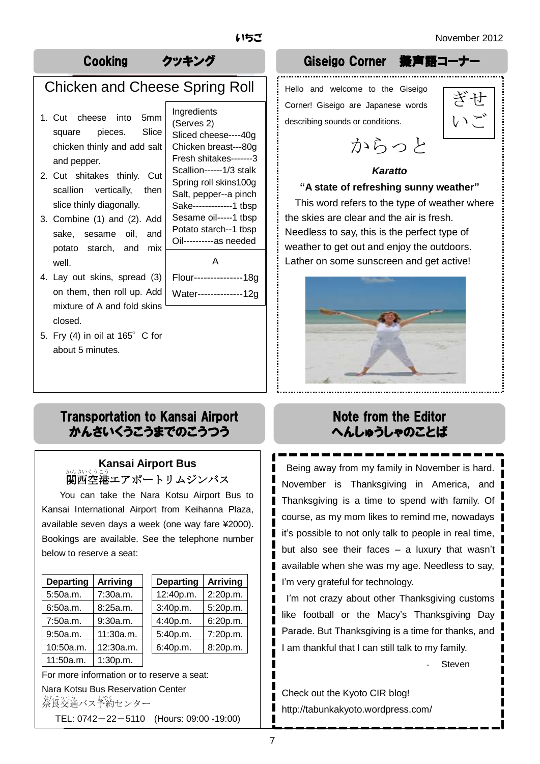## Cooking クッキング

### Chicken and Cheese Spring Roll

1. Cut cheese into 5mm square pieces. Slice chicken thinly and add salt and pepper.
2. Cut shitakes thinly. Cut scallion vertically, then slice thinly diagonally.
3. Combine (1) and (2). Add sake, sesame oil, and potato starch, and mix well.
4. Lay out skins, spread (3) on them, then roll up. Add mixture of A and fold skins closed.
5. Fry (4) in oil at 165° C for about 5 minutes.

Ingredients (Serves 2)
Sliced cheese----40g
Chicken breast---80g
Fresh shitakes-------3
Scallion------1/3 stalk
Spring roll skins100g
Salt, pepper--a pinch
Sake-------------1 tbsp
Sesame oil-----1 tbsp
Potato starch--1 tbsp
Oil----------as needed

A
Flour---------------18g
Water--------------12g

## Giseigo Corner 擬声語コーナー

Hello and welcome to the Giseigo Corner! Giseigo are Japanese words describing sounds or conditions.

ぎせいご

からっと

***Karatto***

**"A state of refreshing sunny weather"**

This word refers to the type of weather where the skies are clear and the air is fresh. Needless to say, this is the perfect type of weather to get out and enjoy the outdoors. Lather on some sunscreen and get active!

## Transportation to Kansai Airport かんさいくうこうまでのこうつう

### Kansai Airport Bus

関西空港(かんさいくうこう)エアポートリムジンバス

You can take the Nara Kotsu Airport Bus to Kansai International Airport from Keihanna Plaza, available seven days a week (one way fare ¥2000). Bookings are available. See the telephone number below to reserve a seat:

| Departing | Arriving |
|---|---|
| 5:50a.m. | 7:30a.m. |
| 6:50a.m. | 8:25a.m. |
| 7:50a.m. | 9:30a.m. |
| 9:50a.m. | 11:30a.m. |
| 10:50a.m. | 12:30a.m. |
| 11:50a.m. | 1:30p.m. |

| Departing | Arriving |
|---|---|
| 12:40p.m. | 2:20p.m. |
| 3:40p.m. | 5:20p.m. |
| 4:40p.m. | 6:20p.m. |
| 5:40p.m. | 7:20p.m. |
| 6:40p.m. | 8:20p.m. |

For more information or to reserve a seat:
Nara Kotsu Bus Reservation Center
奈良交通(ならこうつう)バス予約(よやく)センター
TEL: 0742－22－5110 (Hours: 09:00 -19:00)

## Note from the Editor へんしゅうしゃのことば

Being away from my family in November is hard. November is Thanksgiving in America, and Thanksgiving is a time to spend with family. Of course, as my mom likes to remind me, nowadays it's possible to not only talk to people in real time, but also see their faces – a luxury that wasn't available when she was my age. Needless to say, I'm very grateful for technology.

I'm not crazy about other Thanksgiving customs like football or the Macy's Thanksgiving Day Parade. But Thanksgiving is a time for thanks, and I am thankful that I can still talk to my family.

\- Steven

Check out the Kyoto CIR blog!
http://tabunkakyoto.wordpress.com/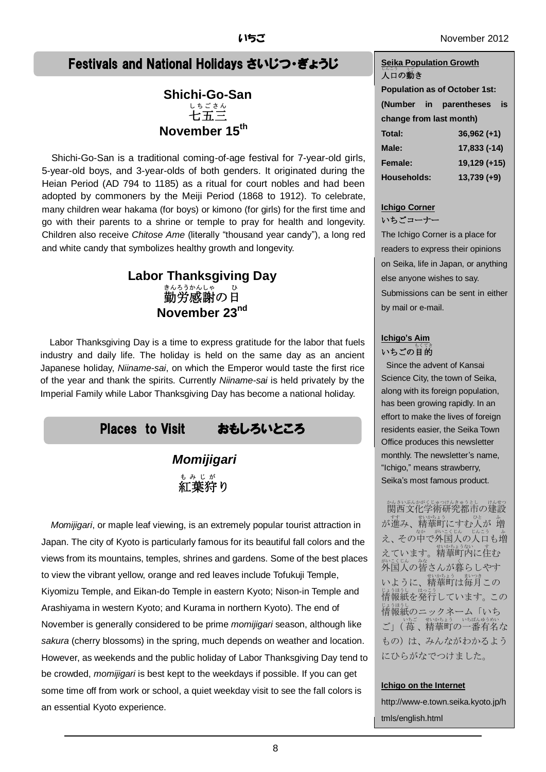## Festivals and National Holidays さいじつ・ぎょうじ

### Shichi-Go-San

### 七五三

### November 15th

Shichi-Go-San is a traditional coming-of-age festival for 7-year-old girls, 5-year-old boys, and 3-year-olds of both genders. It originated during the Heian Period (AD 794 to 1185) as a ritual for court nobles and had been adopted by commoners by the Meiji Period (1868 to 1912). To celebrate, many children wear hakama (for boys) or kimono (for girls) for the first time and go with their parents to a shrine or temple to pray for health and longevity. Children also receive *Chitose Ame* (literally "thousand year candy"), a long red and white candy that symbolizes healthy growth and longevity.

### Labor Thanksgiving Day

### 勤労感謝の日

### November 23nd

Labor Thanksgiving Day is a time to express gratitude for the labor that fuels industry and daily life. The holiday is held on the same day as an ancient Japanese holiday, *Niiname-sai*, on which the Emperor would taste the first rice of the year and thank the spirits. Currently *Niiname-sai* is held privately by the Imperial Family while Labor Thanksgiving Day has become a national holiday.

## Places to Visit おもしろいところ

### *Momijigari*

### 紅葉狩り

*Momijigari*, or maple leaf viewing, is an extremely popular tourist attraction in Japan. The city of Kyoto is particularly famous for its beautiful fall colors and the views from its mountains, temples, shrines and gardens. Some of the best places to view the vibrant yellow, orange and red leaves include Tofukuji Temple, Kiyomizu Temple, and Eikan-do Temple in eastern Kyoto; Nison-in Temple and Arashiyama in western Kyoto; and Kurama in northern Kyoto). The end of November is generally considered to be prime *momijigari* season, although like *sakura* (cherry blossoms) in the spring, much depends on weather and location. However, as weekends and the public holiday of Labor Thanksgiving Day tend to be crowded, *momijigari* is best kept to the weekdays if possible. If you can get some time off from work or school, a quiet weekday visit to see the fall colors is an essential Kyoto experience.

---

**Seika Population Growth**
人口の動き

**Population as of October 1st:**
**(Number in parentheses is change from last month)**

| | |
|---|---|
| **Total:** | **36,962 (+1)** |
| **Male:** | **17,833 (-14)** |
| **Female:** | **19,129 (+15)** |
| **Households:** | **13,739 (+9)** |

**Ichigo Corner**
いちごコーナー

The Ichigo Corner is a place for readers to express their opinions on Seika, life in Japan, or anything else anyone wishes to say. Submissions can be sent in either by mail or e-mail.

**Ichigo's Aim**
いちごの目的

Since the advent of Kansai Science City, the town of Seika, along with its foreign population, has been growing rapidly. In an effort to make the lives of foreign residents easier, the Seika Town Office produces this newsletter monthly. The newsletter's name, "Ichigo," means strawberry, Seika's most famous product.

関西文化学術研究都市の建設が進み、精華町にすむ人が増え、その中で外国人の人口も増えています。精華町内に住む外国人の皆さんが暮らしやすいように、精華町は毎月この情報紙を発行しています。この情報紙のニックネーム「いちご」（苺、精華町の一番有名なもの）は、みんながわかるようにひらがなでつけました。

**Ichigo on the Internet**
http://www-e.town.seika.kyoto.jp/htmls/english.html